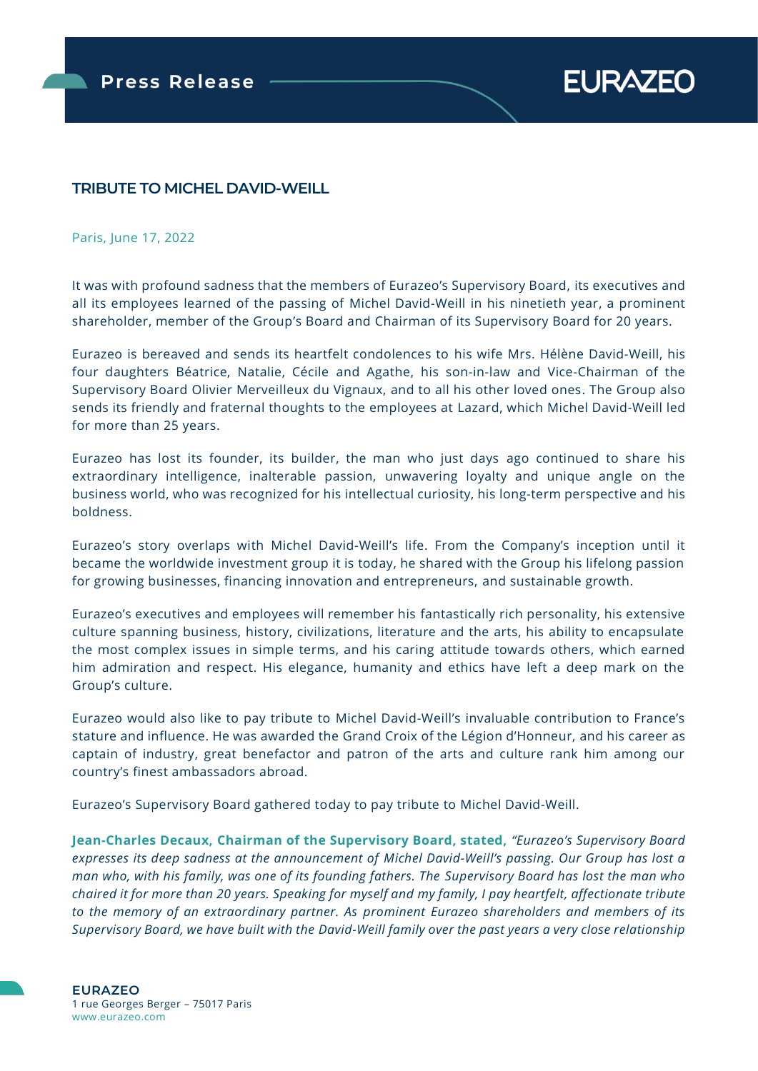Press Release

# TRIBUTE TO MICHEL DAVID-WEILL

Paris, June 17, 2022

It was with profound sadness that the members of Eurazeo's Supervisory Board, its executives and all its employees learned of the passing of Michel David-Weill in his ninetieth year, a prominent shareholder, member of the Group's Board and Chairman of its Supervisory Board for 20 years.

Eurazeo is bereaved and sends its heartfelt condolences to his wife Mrs. Hélène David-Weill, his four daughters Béatrice, Natalie, Cécile and Agathe, his son-in-law and Vice-Chairman of the Supervisory Board Olivier Merveilleux du Vignaux, and to all his other loved ones. The Group also sends its friendly and fraternal thoughts to the employees at Lazard, which Michel David-Weill led for more than 25 years.

Eurazeo has lost its founder, its builder, the man who just days ago continued to share his extraordinary intelligence, inalterable passion, unwavering loyalty and unique angle on the business world, who was recognized for his intellectual curiosity, his long-term perspective and his boldness.

Eurazeo's story overlaps with Michel David-Weill's life. From the Company's inception until it became the worldwide investment group it is today, he shared with the Group his lifelong passion for growing businesses, financing innovation and entrepreneurs, and sustainable growth.

Eurazeo's executives and employees will remember his fantastically rich personality, his extensive culture spanning business, history, civilizations, literature and the arts, his ability to encapsulate the most complex issues in simple terms, and his caring attitude towards others, which earned him admiration and respect. His elegance, humanity and ethics have left a deep mark on the Group's culture.

Eurazeo would also like to pay tribute to Michel David-Weill's invaluable contribution to France's stature and influence. He was awarded the Grand Croix of the Légion d'Honneur, and his career as captain of industry, great benefactor and patron of the arts and culture rank him among our country's finest ambassadors abroad.

Eurazeo's Supervisory Board gathered today to pay tribute to Michel David-Weill.

**Jean-Charles Decaux, Chairman of the Supervisory Board, stated,** *"Eurazeo's Supervisory Board expresses its deep sadness at the announcement of Michel David-Weill's passing. Our Group has lost a man who, with his family, was one of its founding fathers. The Supervisory Board has lost the man who chaired it for more than 20 years. Speaking for myself and my family, I pay heartfelt, affectionate tribute to the memory of an extraordinary partner. As prominent Eurazeo shareholders and members of its Supervisory Board, we have built with the David-Weill family over the past years a very close relationship*

**EURAZEO**
1 rue Georges Berger – 75017 Paris
www.eurazeo.com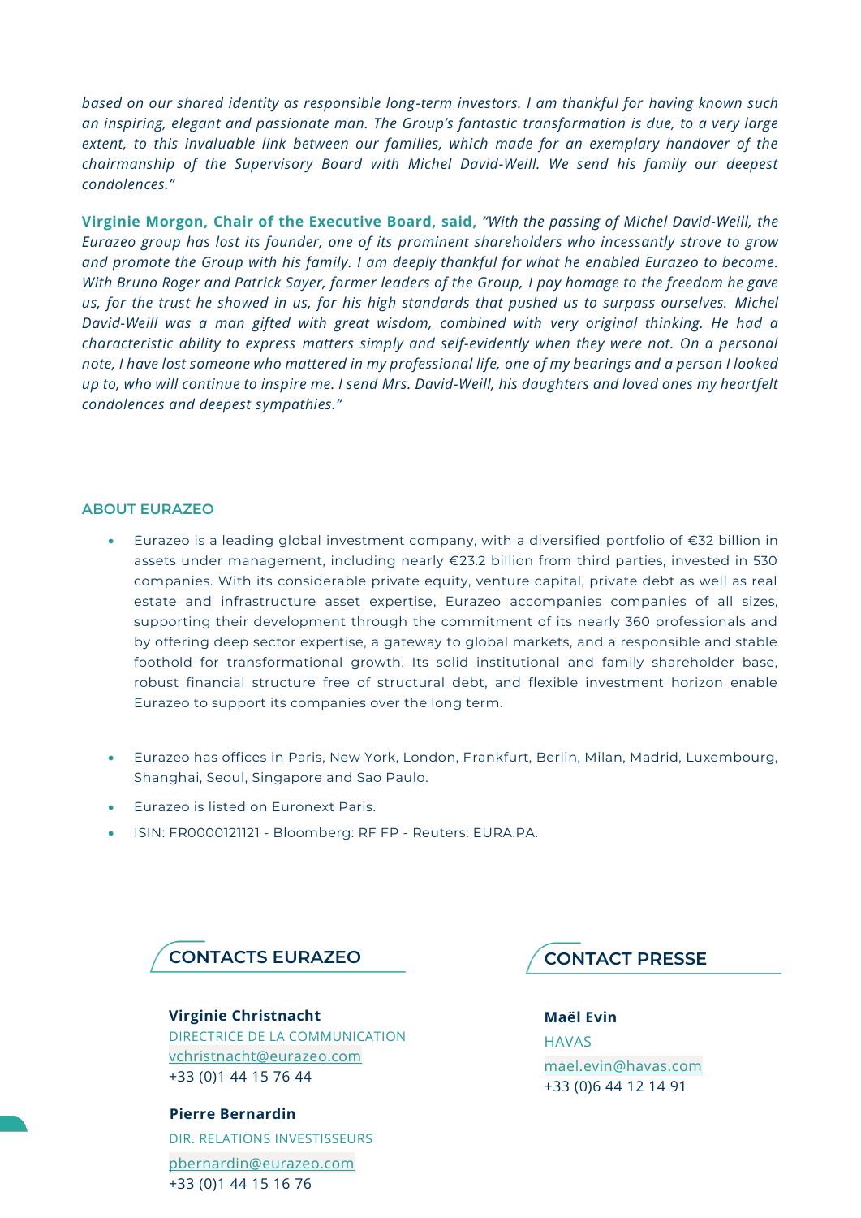*based on our shared identity as responsible long-term investors. I am thankful for having known such an inspiring, elegant and passionate man. The Group's fantastic transformation is due, to a very large extent, to this invaluable link between our families, which made for an exemplary handover of the chairmanship of the Supervisory Board with Michel David-Weill. We send his family our deepest condolences."*

**Virginie Morgon, Chair of the Executive Board, said,** *"With the passing of Michel David-Weill, the Eurazeo group has lost its founder, one of its prominent shareholders who incessantly strove to grow and promote the Group with his family. I am deeply thankful for what he enabled Eurazeo to become. With Bruno Roger and Patrick Sayer, former leaders of the Group, I pay homage to the freedom he gave us, for the trust he showed in us, for his high standards that pushed us to surpass ourselves. Michel David-Weill was a man gifted with great wisdom, combined with very original thinking. He had a characteristic ability to express matters simply and self-evidently when they were not. On a personal note, I have lost someone who mattered in my professional life, one of my bearings and a person I looked up to, who will continue to inspire me. I send Mrs. David-Weill, his daughters and loved ones my heartfelt condolences and deepest sympathies."*

## ABOUT EURAZEO

- Eurazeo is a leading global investment company, with a diversified portfolio of €32 billion in assets under management, including nearly €23.2 billion from third parties, invested in 530 companies. With its considerable private equity, venture capital, private debt as well as real estate and infrastructure asset expertise, Eurazeo accompanies companies of all sizes, supporting their development through the commitment of its nearly 360 professionals and by offering deep sector expertise, a gateway to global markets, and a responsible and stable foothold for transformational growth. Its solid institutional and family shareholder base, robust financial structure free of structural debt, and flexible investment horizon enable Eurazeo to support its companies over the long term.

- Eurazeo has offices in Paris, New York, London, Frankfurt, Berlin, Milan, Madrid, Luxembourg, Shanghai, Seoul, Singapore and Sao Paulo.
- Eurazeo is listed on Euronext Paris.
- ISIN: FR0000121121 - Bloomberg: RF FP - Reuters: EURA.PA.

## CONTACTS EURAZEO

**Virginie Christnacht**
DIRECTRICE DE LA COMMUNICATION
vchristnacht@eurazeo.com
+33 (0)1 44 15 76 44

**Pierre Bernardin**
DIR. RELATIONS INVESTISSEURS
pbernardin@eurazeo.com
+33 (0)1 44 15 16 76

## CONTACT PRESSE

**Maël Evin**
HAVAS
mael.evin@havas.com
+33 (0)6 44 12 14 91